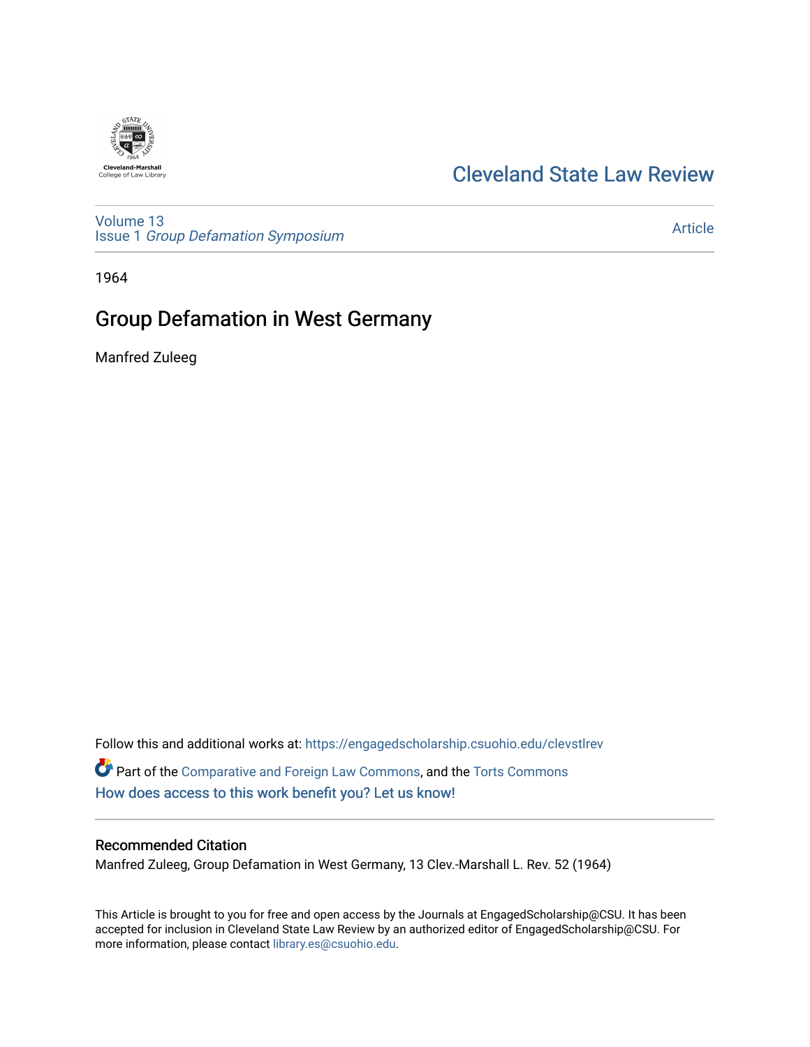Cleveland-Marshall College of Law Library

# Cleveland State Law Review

Volume 13
Issue 1 *Group Defamation Symposium*

Article

1964

## Group Defamation in West Germany

Manfred Zuleeg

Follow this and additional works at: https://engagedscholarship.csuohio.edu/clevstlrev

Part of the Comparative and Foreign Law Commons, and the Torts Commons

How does access to this work benefit you? Let us know!

### Recommended Citation

Manfred Zuleeg, Group Defamation in West Germany, 13 Clev.-Marshall L. Rev. 52 (1964)

This Article is brought to you for free and open access by the Journals at EngagedScholarship@CSU. It has been accepted for inclusion in Cleveland State Law Review by an authorized editor of EngagedScholarship@CSU. For more information, please contact library.es@csuohio.edu.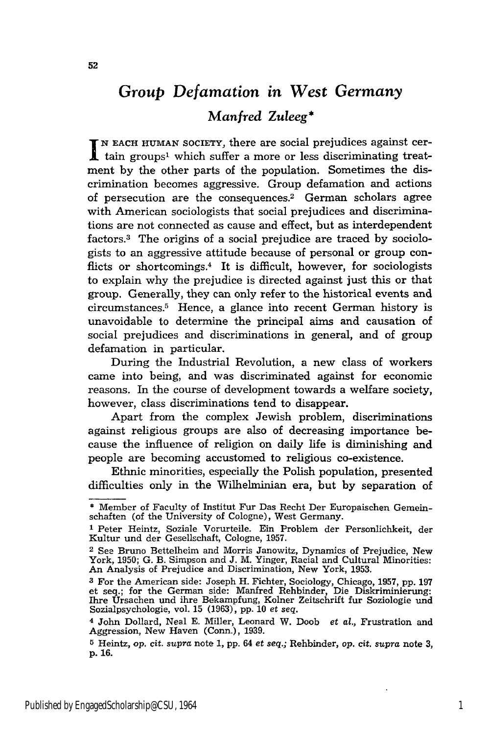# Group Defamation in West Germany

## Manfred Zuleeg*

In each human society, there are social prejudices against certain groups[1] which suffer a more or less discriminating treatment by the other parts of the population. Sometimes the discrimination becomes aggressive. Group defamation and actions of persecution are the consequences.[2] German scholars agree with American sociologists that social prejudices and discriminations are not connected as cause and effect, but as interdependent factors.[3] The origins of a social prejudice are traced by sociologists to an aggressive attitude because of personal or group conflicts or shortcomings.[4] It is difficult, however, for sociologists to explain why the prejudice is directed against just this or that group. Generally, they can only refer to the historical events and circumstances.[5] Hence, a glance into recent German history is unavoidable to determine the principal aims and causation of social prejudices and discriminations in general, and of group defamation in particular.

During the Industrial Revolution, a new class of workers came into being, and was discriminated against for economic reasons. In the course of development towards a welfare society, however, class discriminations tend to disappear.

Apart from the complex Jewish problem, discriminations against religious groups are also of decreasing importance because the influence of religion on daily life is diminishing and people are becoming accustomed to religious co-existence.

Ethnic minorities, especially the Polish population, presented difficulties only in the Wilhelminian era, but by separation of

---

\* Member of Faculty of Institut Fur Das Recht Der Europaischen Gemeinschaften (of the University of Cologne), West Germany.

[1] Peter Heintz, Soziale Vorurteile. Ein Problem der Personlichkeit, der Kultur und der Gesellschaft, Cologne, 1957.

[2] See Bruno Bettelheim and Morris Janowitz, Dynamics of Prejudice, New York, 1950; G. B. Simpson and J. M. Yinger, Racial and Cultural Minorities: An Analysis of Prejudice and Discrimination, New York, 1953.

[3] For the American side: Joseph H. Fichter, Sociology, Chicago, 1957, pp. 197 et seq.; for the German side: Manfred Rehbinder, Die Diskriminierung: Ihre Ursachen und ihre Bekampfung, Kolner Zeitschrift fur Soziologie und Sozialpsychologie, vol. 15 (1963), pp. 10 *et seq.*

[4] John Dollard, Neal E. Miller, Leonard W. Doob *et al.*, Frustration and Aggression, New Haven (Conn.), 1939.

[5] Heintz, *op. cit. supra* note 1, pp. 64 *et seq.*; Rehbinder, *op. cit. supra* note 3, p. 16.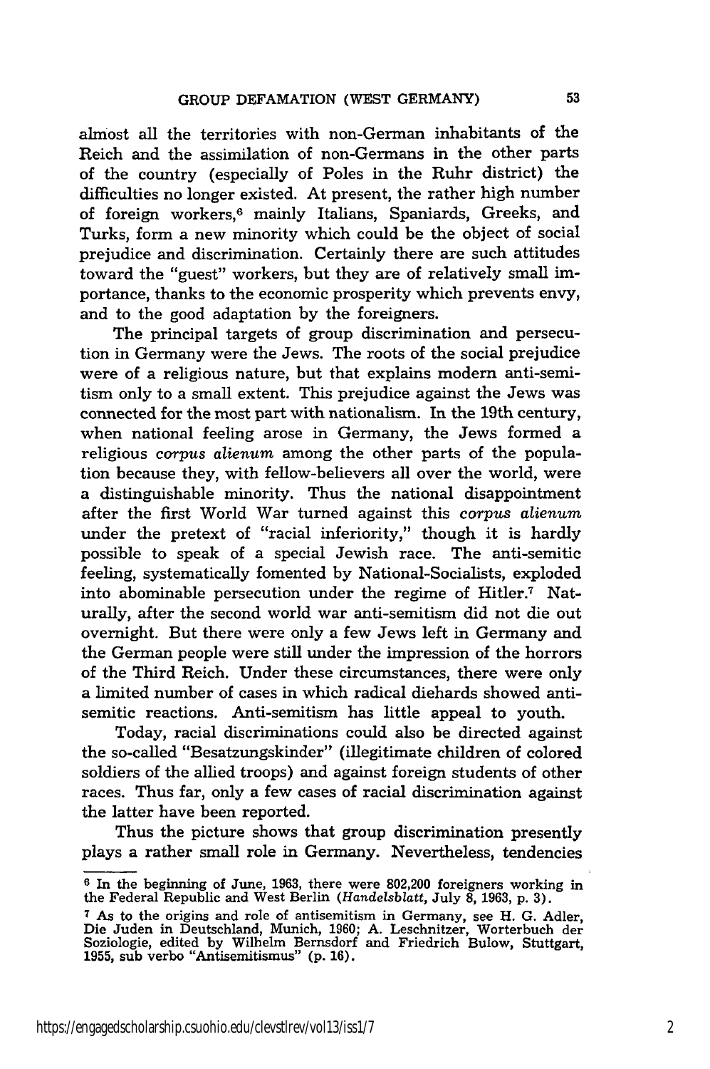almost all the territories with non-German inhabitants of the Reich and the assimilation of non-Germans in the other parts of the country (especially of Poles in the Ruhr district) the difficulties no longer existed. At present, the rather high number of foreign workers,[6] mainly Italians, Spaniards, Greeks, and Turks, form a new minority which could be the object of social prejudice and discrimination. Certainly there are such attitudes toward the "guest" workers, but they are of relatively small importance, thanks to the economic prosperity which prevents envy, and to the good adaptation by the foreigners.

The principal targets of group discrimination and persecution in Germany were the Jews. The roots of the social prejudice were of a religious nature, but that explains modern anti-semitism only to a small extent. This prejudice against the Jews was connected for the most part with nationalism. In the 19th century, when national feeling arose in Germany, the Jews formed a religious *corpus alienum* among the other parts of the population because they, with fellow-believers all over the world, were a distinguishable minority. Thus the national disappointment after the first World War turned against this *corpus alienum* under the pretext of "racial inferiority," though it is hardly possible to speak of a special Jewish race. The anti-semitic feeling, systematically fomented by National-Socialists, exploded into abominable persecution under the regime of Hitler.[7] Naturally, after the second world war anti-semitism did not die out overnight. But there were only a few Jews left in Germany and the German people were still under the impression of the horrors of the Third Reich. Under these circumstances, there were only a limited number of cases in which radical diehards showed anti-semitic reactions. Anti-semitism has little appeal to youth.

Today, racial discriminations could also be directed against the so-called "Besatzungskinder" (illegitimate children of colored soldiers of the allied troops) and against foreign students of other races. Thus far, only a few cases of racial discrimination against the latter have been reported.

Thus the picture shows that group discrimination presently plays a rather small role in Germany. Nevertheless, tendencies

---

[6] In the beginning of June, 1963, there were 802,200 foreigners working in the Federal Republic and West Berlin (*Handelsblatt*, July 8, 1963, p. 3).

[7] As to the origins and role of antisemitism in Germany, see H. G. Adler, Die Juden in Deutschland, Munich, 1960; A. Leschnitzer, Worterbuch der Soziologie, edited by Wilhelm Bernsdorf and Friedrich Bulow, Stuttgart, 1955, sub verbo "Antisemitismus" (p. 16).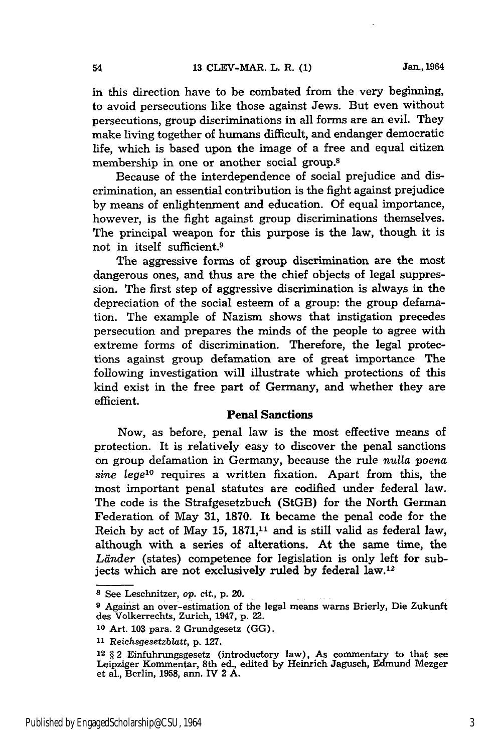in this direction have to be combated from the very beginning, to avoid persecutions like those against Jews. But even without persecutions, group discriminations in all forms are an evil. They make living together of humans difficult, and endanger democratic life, which is based upon the image of a free and equal citizen membership in one or another social group.[8]

Because of the interdependence of social prejudice and discrimination, an essential contribution is the fight against prejudice by means of enlightenment and education. Of equal importance, however, is the fight against group discriminations themselves. The principal weapon for this purpose is the law, though it is not in itself sufficient.[9]

The aggressive forms of group discrimination are the most dangerous ones, and thus are the chief objects of legal suppression. The first step of aggressive discrimination is always in the depreciation of the social esteem of a group: the group defamation. The example of Nazism shows that instigation precedes persecution and prepares the minds of the people to agree with extreme forms of discrimination. Therefore, the legal protections against group defamation are of great importance The following investigation will illustrate which protections of this kind exist in the free part of Germany, and whether they are efficient.

## Penal Sanctions

Now, as before, penal law is the most effective means of protection. It is relatively easy to discover the penal sanctions on group defamation in Germany, because the rule *nulla poena sine lege*[10] requires a written fixation. Apart from this, the most important penal statutes are codified under federal law. The code is the Strafgesetzbuch (StGB) for the North German Federation of May 31, 1870. It became the penal code for the Reich by act of May 15, 1871,[11] and is still valid as federal law, although with a series of alterations. At the same time, the *Länder* (states) competence for legislation is only left for subjects which are not exclusively ruled by federal law.[12]

---

[8] See Leschnitzer, *op. cit.*, p. 20.

[9] Against an over-estimation of the legal means warns Brierly, Die Zukunft des Volkerrechts, Zurich, 1947, p. 22.

[10] Art. 103 para. 2 Grundgesetz (GG).

[11] *Reichsgesetzblatt*, p. 127.

[12] § 2 Einfuhrungsgesetz (introductory law), As commentary to that see Leipziger Kommentar, 8th ed., edited by Heinrich Jagusch, Edmund Mezger et al., Berlin, 1958, ann. IV 2 A.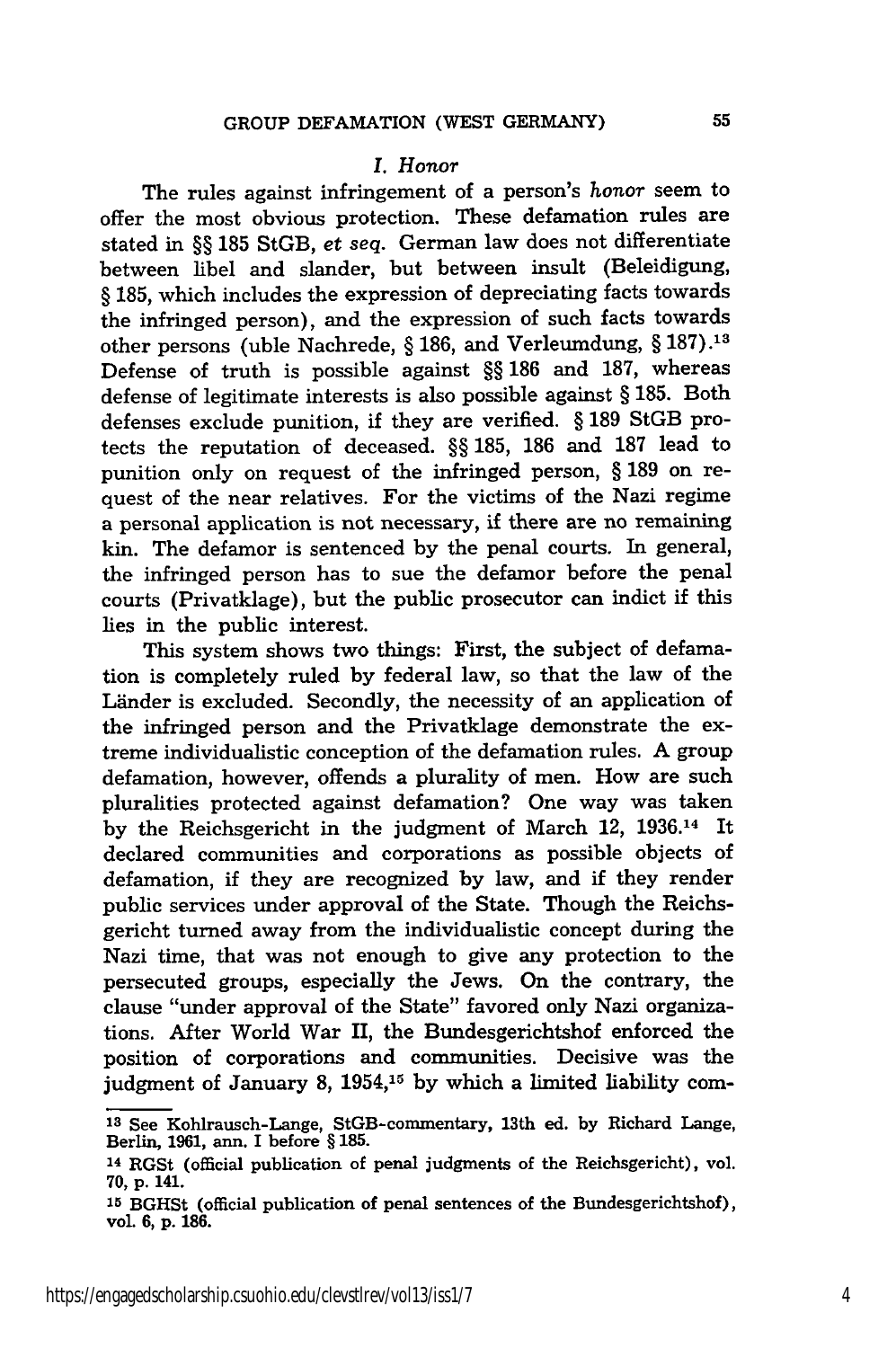### *I. Honor*

The rules against infringement of a person's *honor* seem to offer the most obvious protection. These defamation rules are stated in §§ 185 StGB, *et seq.* German law does not differentiate between libel and slander, but between insult (Beleidigung, § 185, which includes the expression of depreciating facts towards the infringed person), and the expression of such facts towards other persons (uble Nachrede, § 186, and Verleumdung, § 187).[13] Defense of truth is possible against §§ 186 and 187, whereas defense of legitimate interests is also possible against § 185. Both defenses exclude punition, if they are verified. § 189 StGB protects the reputation of deceased. §§ 185, 186 and 187 lead to punition only on request of the infringed person, § 189 on request of the near relatives. For the victims of the Nazi regime a personal application is not necessary, if there are no remaining kin. The defamor is sentenced by the penal courts. In general, the infringed person has to sue the defamor before the penal courts (Privatklage), but the public prosecutor can indict if this lies in the public interest.

This system shows two things: First, the subject of defamation is completely ruled by federal law, so that the law of the Länder is excluded. Secondly, the necessity of an application of the infringed person and the Privatklage demonstrate the extreme individualistic conception of the defamation rules. A group defamation, however, offends a plurality of men. How are such pluralities protected against defamation? One way was taken by the Reichsgericht in the judgment of March 12, 1936.[14] It declared communities and corporations as possible objects of defamation, if they are recognized by law, and if they render public services under approval of the State. Though the Reichsgericht turned away from the individualistic concept during the Nazi time, that was not enough to give any protection to the persecuted groups, especially the Jews. On the contrary, the clause "under approval of the State" favored only Nazi organizations. After World War II, the Bundesgerichtshof enforced the position of corporations and communities. Decisive was the judgment of January 8, 1954,[15] by which a limited liability com-

---

[13] See Kohlrausch-Lange, StGB-commentary, 13th ed. by Richard Lange, Berlin, 1961, ann. I before § 185.

[14] RGSt (official publication of penal judgments of the Reichsgericht), vol. 70, p. 141.

[15] BGHSt (official publication of penal sentences of the Bundesgerichtshof), vol. 6, p. 186.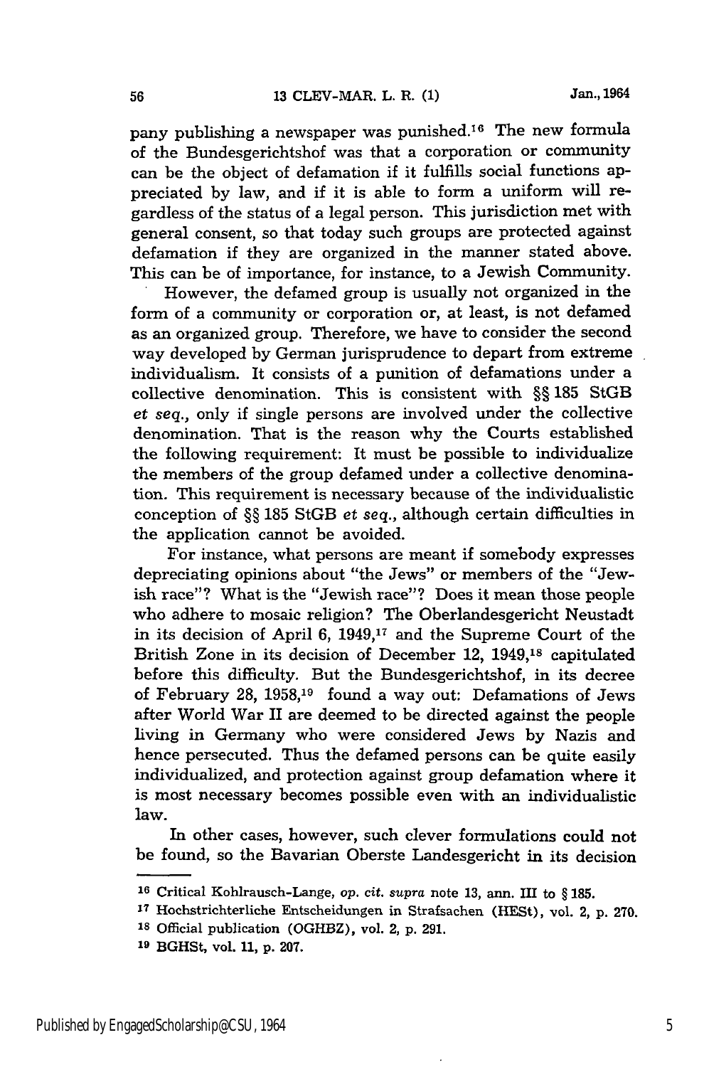pany publishing a newspaper was punished.[16] The new formula of the Bundesgerichtshof was that a corporation or community can be the object of defamation if it fulfills social functions appreciated by law, and if it is able to form a uniform will regardless of the status of a legal person. This jurisdiction met with general consent, so that today such groups are protected against defamation if they are organized in the manner stated above. This can be of importance, for instance, to a Jewish Community.

However, the defamed group is usually not organized in the form of a community or corporation or, at least, is not defamed as an organized group. Therefore, we have to consider the second way developed by German jurisprudence to depart from extreme individualism. It consists of a punition of defamations under a collective denomination. This is consistent with §§ 185 StGB *et seq.*, only if single persons are involved under the collective denomination. That is the reason why the Courts established the following requirement: It must be possible to individualize the members of the group defamed under a collective denomination. This requirement is necessary because of the individualistic conception of §§ 185 StGB *et seq.*, although certain difficulties in the application cannot be avoided.

For instance, what persons are meant if somebody expresses depreciating opinions about "the Jews" or members of the "Jewish race"? What is the "Jewish race"? Does it mean those people who adhere to mosaic religion? The Oberlandesgericht Neustadt in its decision of April 6, 1949,[17] and the Supreme Court of the British Zone in its decision of December 12, 1949,[18] capitulated before this difficulty. But the Bundesgerichtshof, in its decree of February 28, 1958,[19] found a way out: Defamations of Jews after World War II are deemed to be directed against the people living in Germany who were considered Jews by Nazis and hence persecuted. Thus the defamed persons can be quite easily individualized, and protection against group defamation where it is most necessary becomes possible even with an individualistic law.

In other cases, however, such clever formulations could not be found, so the Bavarian Oberste Landesgericht in its decision

---

[16] Critical Kohlrausch-Lange, *op. cit. supra* note 13, ann. III to § 185.

[17] Hochstrichterliche Entscheidungen in Strafsachen (HESt), vol. 2, p. 270.

[18] Official publication (OGHBZ), vol. 2, p. 291.

[19] BGHSt, vol. 11, p. 207.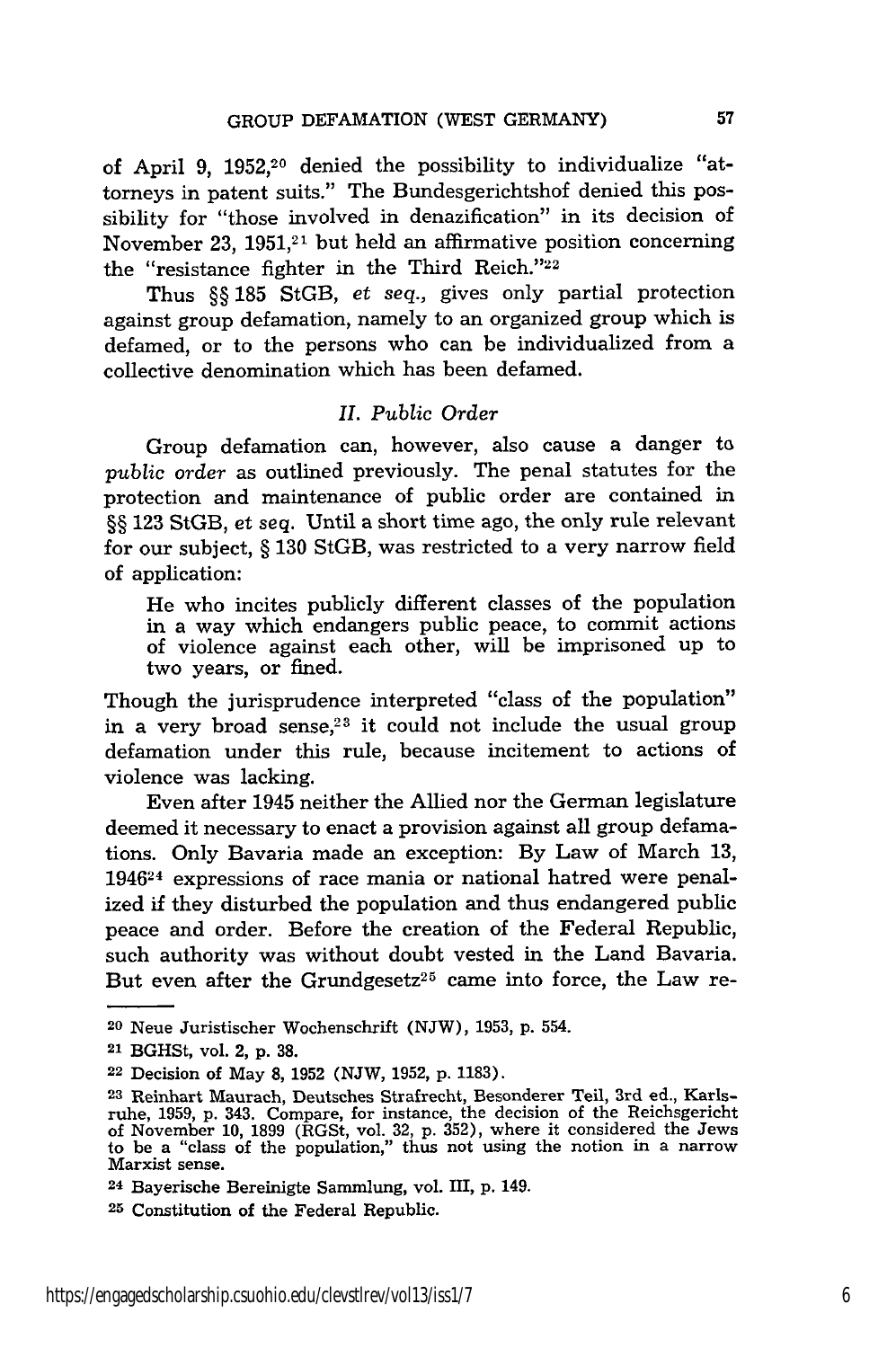of April 9, 1952,[20] denied the possibility to individualize "attorneys in patent suits." The Bundesgerichtshof denied this possibility for "those involved in denazification" in its decision of November 23, 1951,[21] but held an affirmative position concerning the "resistance fighter in the Third Reich."[22]

Thus §§ 185 StGB, *et seq.*, gives only partial protection against group defamation, namely to an organized group which is defamed, or to the persons who can be individualized from a collective denomination which has been defamed.

### *II. Public Order*

Group defamation can, however, also cause a danger to *public order* as outlined previously. The penal statutes for the protection and maintenance of public order are contained in §§ 123 StGB, *et seq.* Until a short time ago, the only rule relevant for our subject, § 130 StGB, was restricted to a very narrow field of application:

> He who incites publicly different classes of the population in a way which endangers public peace, to commit actions of violence against each other, will be imprisoned up to two years, or fined.

Though the jurisprudence interpreted "class of the population" in a very broad sense,[23] it could not include the usual group defamation under this rule, because incitement to actions of violence was lacking.

Even after 1945 neither the Allied nor the German legislature deemed it necessary to enact a provision against all group defamations. Only Bavaria made an exception: By Law of March 13, 1946[24] expressions of race mania or national hatred were penalized if they disturbed the population and thus endangered public peace and order. Before the creation of the Federal Republic, such authority was without doubt vested in the Land Bavaria. But even after the Grundgesetz[25] came into force, the Law re-

---

[20] Neue Juristischer Wochenschrift (NJW), 1953, p. 554.

[21] BGHSt, vol. 2, p. 38.

[22] Decision of May 8, 1952 (NJW, 1952, p. 1183).

[23] Reinhart Maurach, Deutsches Strafrecht, Besonderer Teil, 3rd ed., Karlsruhe, 1959, p. 343. Compare, for instance, the decision of the Reichsgericht of November 10, 1899 (RGSt, vol. 32, p. 352), where it considered the Jews to be a "class of the population," thus not using the notion in a narrow Marxist sense.

[24] Bayerische Bereinigte Sammlung, vol. III, p. 149.

[25] Constitution of the Federal Republic.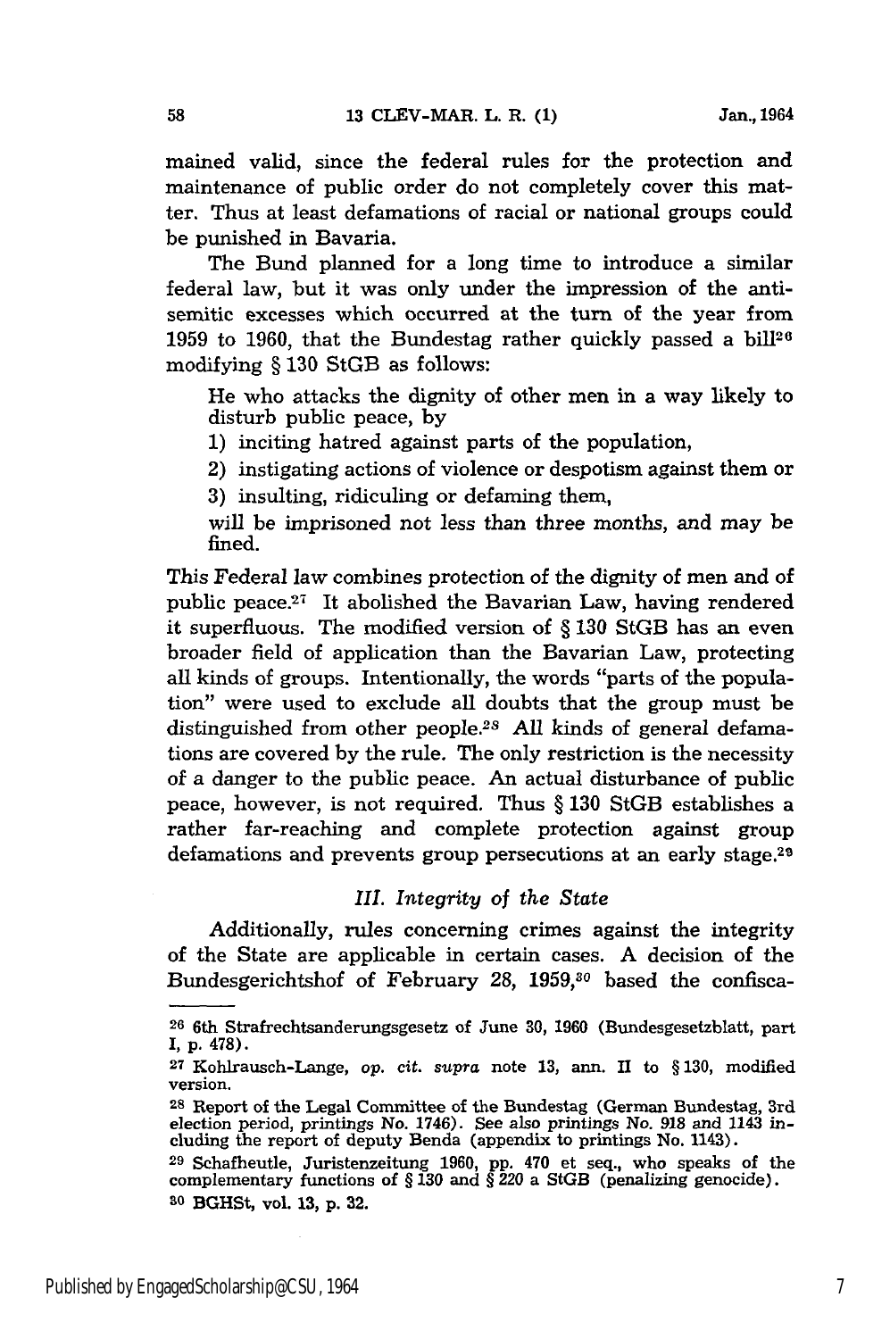mained valid, since the federal rules for the protection and maintenance of public order do not completely cover this matter. Thus at least defamations of racial or national groups could be punished in Bavaria.

The Bund planned for a long time to introduce a similar federal law, but it was only under the impression of the anti-semitic excesses which occurred at the turn of the year from 1959 to 1960, that the Bundestag rather quickly passed a bill[26] modifying § 130 StGB as follows:

> He who attacks the dignity of other men in a way likely to disturb public peace, by
>
> 1) inciting hatred against parts of the population,
> 2) instigating actions of violence or despotism against them or
> 3) insulting, ridiculing or defaming them,
>
> will be imprisoned not less than three months, and may be fined.

This Federal law combines protection of the dignity of men and of public peace.[27] It abolished the Bavarian Law, having rendered it superfluous. The modified version of § 130 StGB has an even broader field of application than the Bavarian Law, protecting all kinds of groups. Intentionally, the words "parts of the population" were used to exclude all doubts that the group must be distinguished from other people.[28] All kinds of general defamations are covered by the rule. The only restriction is the necessity of a danger to the public peace. An actual disturbance of public peace, however, is not required. Thus § 130 StGB establishes a rather far-reaching and complete protection against group defamations and prevents group persecutions at an early stage.[29]

### *III. Integrity of the State*

Additionally, rules concerning crimes against the integrity of the State are applicable in certain cases. A decision of the Bundesgerichtshof of February 28, 1959,[30] based the confisca-

---

[26] 6th Strafrechtsanderungsgesetz of June 30, 1960 (Bundesgesetzblatt, part I, p. 478).

[27] Kohlrausch-Lange, *op. cit. supra* note 13, ann. II to § 130, modified version.

[28] Report of the Legal Committee of the Bundestag (German Bundestag, 3rd election period, printings No. 1746). See also printings No. 918 and 1143 including the report of deputy Benda (appendix to printings No. 1143).

[29] Schafheutle, Juristenzeitung 1960, pp. 470 et seq., who speaks of the complementary functions of § 130 and § 220 a StGB (penalizing genocide).

[30] BGHSt, vol. 13, p. 32.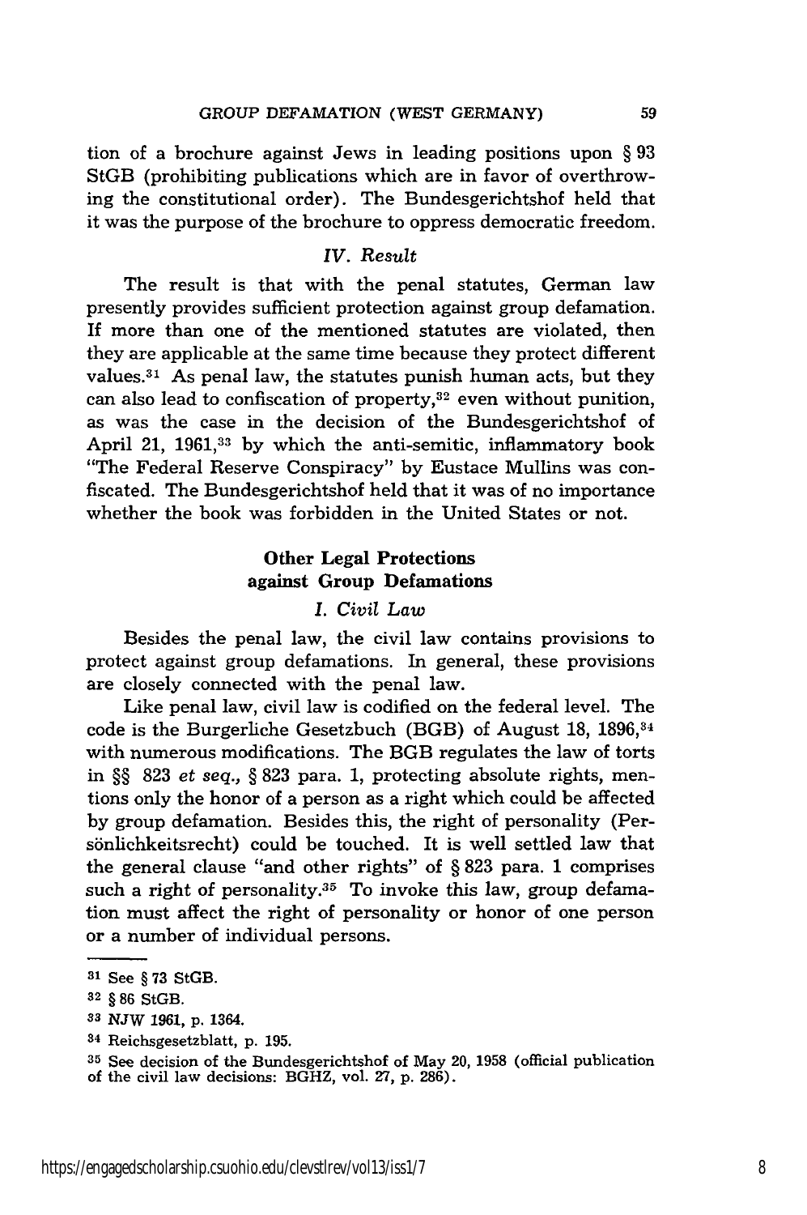tion of a brochure against Jews in leading positions upon § 93 StGB (prohibiting publications which are in favor of overthrowing the constitutional order). The Bundesgerichtshof held that it was the purpose of the brochure to oppress democratic freedom.

### *IV. Result*

The result is that with the penal statutes, German law presently provides sufficient protection against group defamation. If more than one of the mentioned statutes are violated, then they are applicable at the same time because they protect different values.[31] As penal law, the statutes punish human acts, but they can also lead to confiscation of property,[32] even without punition, as was the case in the decision of the Bundesgerichtshof of April 21, 1961,[33] by which the anti-semitic, inflammatory book "The Federal Reserve Conspiracy" by Eustace Mullins was confiscated. The Bundesgerichtshof held that it was of no importance whether the book was forbidden in the United States or not.

## Other Legal Protections against Group Defamations

### *I. Civil Law*

Besides the penal law, the civil law contains provisions to protect against group defamations. In general, these provisions are closely connected with the penal law.

Like penal law, civil law is codified on the federal level. The code is the Burgerliche Gesetzbuch (BGB) of August 18, 1896,[34] with numerous modifications. The BGB regulates the law of torts in §§ 823 *et seq.*, § 823 para. 1, protecting absolute rights, mentions only the honor of a person as a right which could be affected by group defamation. Besides this, the right of personality (Persönlichkeitsrecht) could be touched. It is well settled law that the general clause "and other rights" of § 823 para. 1 comprises such a right of personality.[35] To invoke this law, group defamation must affect the right of personality or honor of one person or a number of individual persons.

---

[31] See § 73 StGB.

[32] § 86 StGB.

[33] NJW 1961, p. 1364.

[34] Reichsgesetzblatt, p. 195.

[35] See decision of the Bundesgerichtshof of May 20, 1958 (official publication of the civil law decisions: BGHZ, vol. 27, p. 286).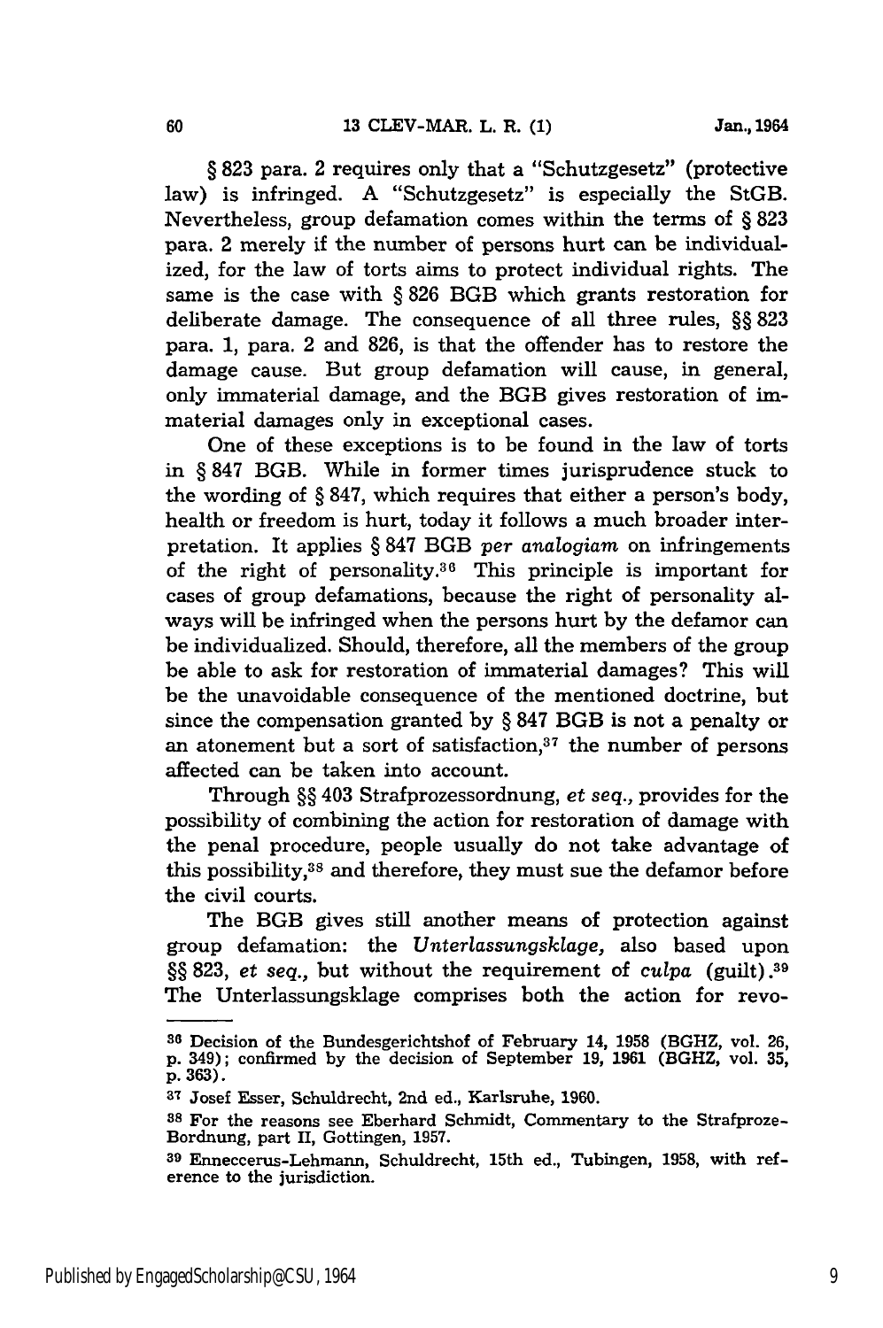§ 823 para. 2 requires only that a "Schutzgesetz" (protective law) is infringed. A "Schutzgesetz" is especially the StGB. Nevertheless, group defamation comes within the terms of § 823 para. 2 merely if the number of persons hurt can be individualized, for the law of torts aims to protect individual rights. The same is the case with § 826 BGB which grants restoration for deliberate damage. The consequence of all three rules, §§ 823 para. 1, para. 2 and 826, is that the offender has to restore the damage cause. But group defamation will cause, in general, only immaterial damage, and the BGB gives restoration of immaterial damages only in exceptional cases.

One of these exceptions is to be found in the law of torts in § 847 BGB. While in former times jurisprudence stuck to the wording of § 847, which requires that either a person's body, health or freedom is hurt, today it follows a much broader interpretation. It applies § 847 BGB *per analogiam* on infringements of the right of personality.[36] This principle is important for cases of group defamations, because the right of personality always will be infringed when the persons hurt by the defamor can be individualized. Should, therefore, all the members of the group be able to ask for restoration of immaterial damages? This will be the unavoidable consequence of the mentioned doctrine, but since the compensation granted by § 847 BGB is not a penalty or an atonement but a sort of satisfaction,[37] the number of persons affected can be taken into account.

Through §§ 403 Strafprozessordnung, *et seq.*, provides for the possibility of combining the action for restoration of damage with the penal procedure, people usually do not take advantage of this possibility,[38] and therefore, they must sue the defamor before the civil courts.

The BGB gives still another means of protection against group defamation: the *Unterlassungsklage,* also based upon §§ 823, *et seq.*, but without the requirement of *culpa* (guilt).[39] The Unterlassungsklage comprises both the action for revo-

---

[36] Decision of the Bundesgerichtshof of February 14, 1958 (BGHZ, vol. 26, p. 349); confirmed by the decision of September 19, 1961 (BGHZ, vol. 35, p. 363).

[37] Josef Esser, Schuldrecht, 2nd ed., Karlsruhe, 1960.

[38] For the reasons see Eberhard Schmidt, Commentary to the Strafproze-Bordnung, part II, Gottingen, 1957.

[39] Enneccerus-Lehmann, Schuldrecht, 15th ed., Tubingen, 1958, with reference to the jurisdiction.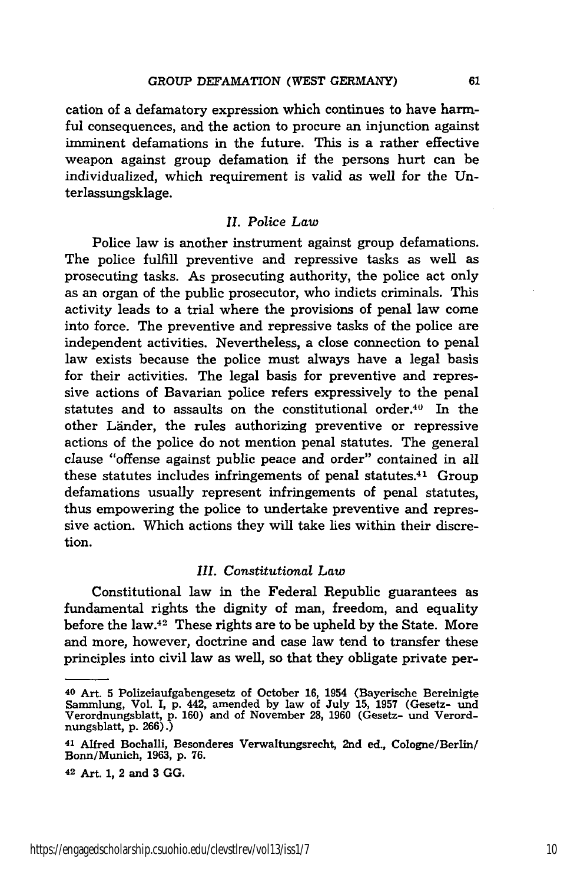cation of a defamatory expression which continues to have harmful consequences, and the action to procure an injunction against imminent defamations in the future. This is a rather effective weapon against group defamation if the persons hurt can be individualized, which requirement is valid as well for the Unterlassungsklage.

### *II. Police Law*

Police law is another instrument against group defamations. The police fulfill preventive and repressive tasks as well as prosecuting tasks. As prosecuting authority, the police act only as an organ of the public prosecutor, who indicts criminals. This activity leads to a trial where the provisions of penal law come into force. The preventive and repressive tasks of the police are independent activities. Nevertheless, a close connection to penal law exists because the police must always have a legal basis for their activities. The legal basis for preventive and repressive actions of Bavarian police refers expressively to the penal statutes and to assaults on the constitutional order.[40] In the other Länder, the rules authorizing preventive or repressive actions of the police do not mention penal statutes. The general clause "offense against public peace and order" contained in all these statutes includes infringements of penal statutes.[41] Group defamations usually represent infringements of penal statutes, thus empowering the police to undertake preventive and repressive action. Which actions they will take lies within their discretion.

### *III. Constitutional Law*

Constitutional law in the Federal Republic guarantees as fundamental rights the dignity of man, freedom, and equality before the law.[42] These rights are to be upheld by the State. More and more, however, doctrine and case law tend to transfer these principles into civil law as well, so that they obligate private per-

---

[40] Art. 5 Polizeiaufgabengesetz of October 16, 1954 (Bayerische Bereinigte Sammlung, Vol. I, p. 442, amended by law of July 15, 1957 (Gesetz- und Verordnungsblatt, p. 160) and of November 28, 1960 (Gesetz- und Verordnungsblatt, p. 266).)

[41] Alfred Bochalli, Besonderes Verwaltungsrecht, 2nd ed., Cologne/Berlin/Bonn/Munich, 1963, p. 76.

[42] Art. 1, 2 and 3 GG.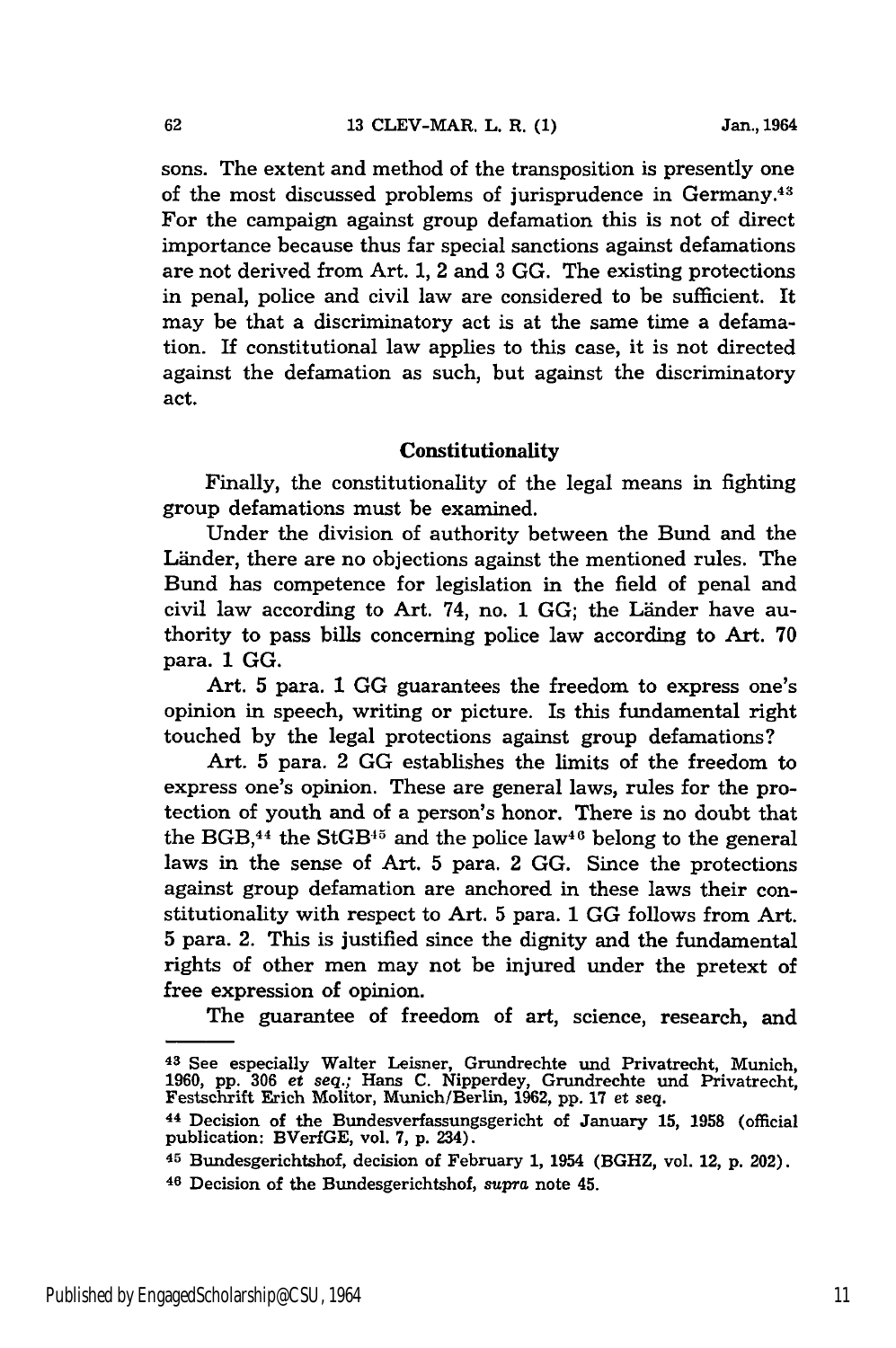sons. The extent and method of the transposition is presently one of the most discussed problems of jurisprudence in Germany.[43] For the campaign against group defamation this is not of direct importance because thus far special sanctions against defamations are not derived from Art. 1, 2 and 3 GG. The existing protections in penal, police and civil law are considered to be sufficient. It may be that a discriminatory act is at the same time a defamation. If constitutional law applies to this case, it is not directed against the defamation as such, but against the discriminatory act.

### Constitutionality

Finally, the constitutionality of the legal means in fighting group defamations must be examined.

Under the division of authority between the Bund and the Länder, there are no objections against the mentioned rules. The Bund has competence for legislation in the field of penal and civil law according to Art. 74, no. 1 GG; the Länder have authority to pass bills concerning police law according to Art. 70 para. 1 GG.

Art. 5 para. 1 GG guarantees the freedom to express one's opinion in speech, writing or picture. Is this fundamental right touched by the legal protections against group defamations?

Art. 5 para. 2 GG establishes the limits of the freedom to express one's opinion. These are general laws, rules for the protection of youth and of a person's honor. There is no doubt that the BGB,[44] the StGB[45] and the police law[46] belong to the general laws in the sense of Art. 5 para. 2 GG. Since the protections against group defamation are anchored in these laws their constitutionality with respect to Art. 5 para. 1 GG follows from Art. 5 para. 2. This is justified since the dignity and the fundamental rights of other men may not be injured under the pretext of free expression of opinion.

The guarantee of freedom of art, science, research, and

---

[43] See especially Walter Leisner, Grundrechte und Privatrecht, Munich, 1960, pp. 306 *et seq.*; Hans C. Nipperdey, Grundrechte und Privatrecht, Festschrift Erich Molitor, Munich/Berlin, 1962, pp. 17 *et seq.*

[44] Decision of the Bundesverfassungsgericht of January 15, 1958 (official publication: BVerfGE, vol. 7, p. 234).

[45] Bundesgerichtshof, decision of February 1, 1954 (BGHZ, vol. 12, p. 202).

[46] Decision of the Bundesgerichtshof, *supra* note 45.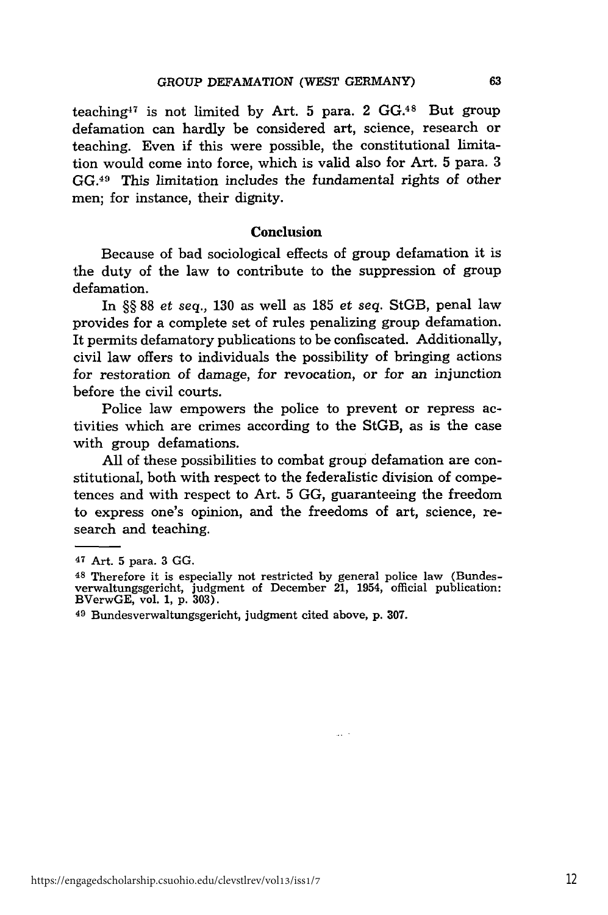teaching[47] is not limited by Art. 5 para. 2 GG.[48] But group defamation can hardly be considered art, science, research or teaching. Even if this were possible, the constitutional limitation would come into force, which is valid also for Art. 5 para. 3 GG.[49] *This limitation includes the fundamental rights of other men; for instance, their dignity.*

## Conclusion

Because of bad sociological effects of group defamation it is the duty of the law to contribute to the suppression of group defamation.

In §§ 88 *et seq.*, 130 as well as 185 *et seq.* StGB, penal law provides for a complete set of rules penalizing group defamation. It permits defamatory publications to be confiscated. Additionally, civil law offers to individuals the possibility of bringing actions for restoration of damage, for revocation, or for an injunction before the civil courts.

Police law empowers the police to prevent or repress activities which are crimes according to the StGB, as is the case with group defamations.

All of these possibilities to combat group defamation are constitutional, both with respect to the federalistic division of competences and with respect to Art. 5 GG, guaranteeing the freedom to express one's opinion, and the freedoms of art, science, research and teaching.

---

[47] Art. 5 para. 3 GG.

[48] Therefore it is especially not restricted by general police law (Bundesverwaltungsgericht, judgment of December 21, 1954, official publication: BVerwGE, vol. 1, p. 303).

[49] Bundesverwaltungsgericht, judgment cited above, p. 307.